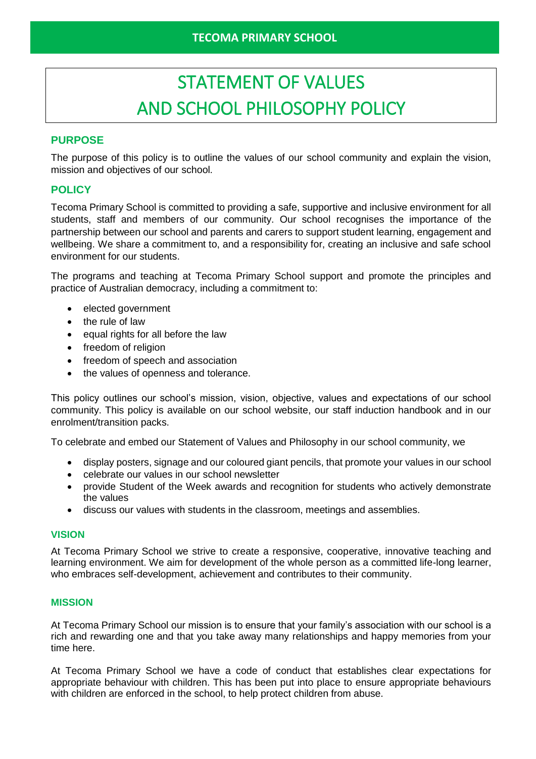**TECOMA PRIMARY SCHOOL**

# STATEMENT OF VALUES AND SCHOOL PHILOSOPHY POLICY

## PURPOSE

The purpose of this policy is to outline the values of our school community and explain the vision, mission and objectives of our school.

## POLICY

Tecoma Primary School is committed to providing a safe, supportive and inclusive environment for all students, staff and members of our community. Our school recognises the importance of the partnership between our school and parents and carers to support student learning, engagement and wellbeing. We share a commitment to, and a responsibility for, creating an inclusive and safe school environment for our students.

The programs and teaching at Tecoma Primary School support and promote the principles and practice of Australian democracy, including a commitment to:

- elected government
- the rule of law
- equal rights for all before the law
- freedom of religion
- freedom of speech and association
- the values of openness and tolerance.

This policy outlines our school's mission, vision, objective, values and expectations of our school community. This policy is available on our school website, our staff induction handbook and in our enrolment/transition packs.

To celebrate and embed our Statement of Values and Philosophy in our school community, we

- display posters, signage and our coloured giant pencils, that promote your values in our school
- celebrate our values in our school newsletter
- provide Student of the Week awards and recognition for students who actively demonstrate the values
- discuss our values with students in the classroom, meetings and assemblies.

### VISION

At Tecoma Primary School we strive to create a responsive, cooperative, innovative teaching and learning environment. We aim for development of the whole person as a committed life-long learner, who embraces self-development, achievement and contributes to their community.

### MISSION

At Tecoma Primary School our mission is to ensure that your family's association with our school is a rich and rewarding one and that you take away many relationships and happy memories from your time here.

At Tecoma Primary School we have a code of conduct that establishes clear expectations for appropriate behaviour with children. This has been put into place to ensure appropriate behaviours with children are enforced in the school, to help protect children from abuse.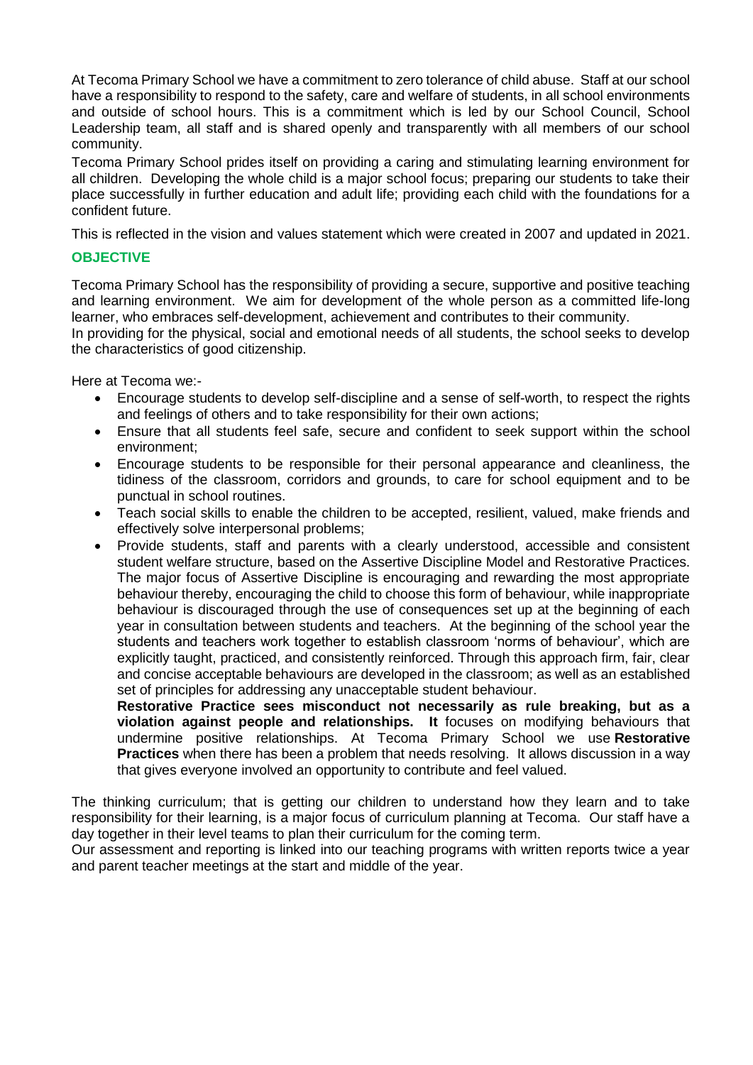At Tecoma Primary School we have a commitment to zero tolerance of child abuse. Staff at our school have a responsibility to respond to the safety, care and welfare of students, in all school environments and outside of school hours. This is a commitment which is led by our School Council, School Leadership team, all staff and is shared openly and transparently with all members of our school community.

Tecoma Primary School prides itself on providing a caring and stimulating learning environment for all children. Developing the whole child is a major school focus; preparing our students to take their place successfully in further education and adult life; providing each child with the foundations for a confident future.

This is reflected in the vision and values statement which were created in 2007 and updated in 2021.

## OBJECTIVE

Tecoma Primary School has the responsibility of providing a secure, supportive and positive teaching and learning environment. We aim for development of the whole person as a committed life-long learner, who embraces self-development, achievement and contributes to their community.

In providing for the physical, social and emotional needs of all students, the school seeks to develop the characteristics of good citizenship.

Here at Tecoma we:-

- Encourage students to develop self-discipline and a sense of self-worth, to respect the rights and feelings of others and to take responsibility for their own actions;
- Ensure that all students feel safe, secure and confident to seek support within the school environment;
- Encourage students to be responsible for their personal appearance and cleanliness, the tidiness of the classroom, corridors and grounds, to care for school equipment and to be punctual in school routines.
- Teach social skills to enable the children to be accepted, resilient, valued, make friends and effectively solve interpersonal problems;
- Provide students, staff and parents with a clearly understood, accessible and consistent student welfare structure, based on the Assertive Discipline Model and Restorative Practices. The major focus of Assertive Discipline is encouraging and rewarding the most appropriate behaviour thereby, encouraging the child to choose this form of behaviour, while inappropriate behaviour is discouraged through the use of consequences set up at the beginning of each year in consultation between students and teachers. At the beginning of the school year the students and teachers work together to establish classroom 'norms of behaviour', which are explicitly taught, practiced, and consistently reinforced. Through this approach firm, fair, clear and concise acceptable behaviours are developed in the classroom; as well as an established set of principles for addressing any unacceptable student behaviour.

  **Restorative Practice sees misconduct not necessarily as rule breaking, but as a violation against people and relationships. It** focuses on modifying behaviours that undermine positive relationships. At Tecoma Primary School we use **Restorative Practices** when there has been a problem that needs resolving. It allows discussion in a way that gives everyone involved an opportunity to contribute and feel valued.

The thinking curriculum; that is getting our children to understand how they learn and to take responsibility for their learning, is a major focus of curriculum planning at Tecoma. Our staff have a day together in their level teams to plan their curriculum for the coming term.

Our assessment and reporting is linked into our teaching programs with written reports twice a year and parent teacher meetings at the start and middle of the year.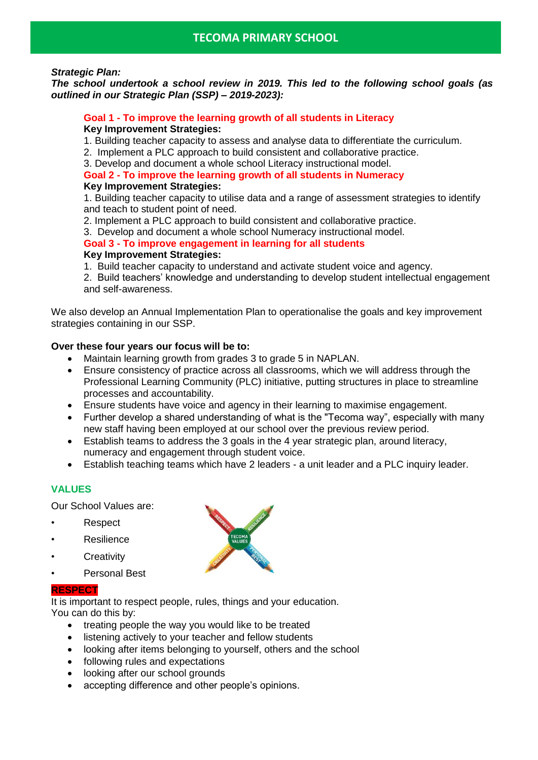# TECOMA PRIMARY SCHOOL

***Strategic Plan:***
***The school undertook a school review in 2019. This led to the following school goals (as outlined in our Strategic Plan (SSP) – 2019-2023):***

**Goal 1 - To improve the learning growth of all students in Literacy**

**Key Improvement Strategies:**

1. Building teacher capacity to assess and analyse data to differentiate the curriculum.
2. Implement a PLC approach to build consistent and collaborative practice.
3. Develop and document a whole school Literacy instructional model.

**Goal 2 - To improve the learning growth of all students in Numeracy**

**Key Improvement Strategies:**

1. Building teacher capacity to utilise data and a range of assessment strategies to identify and teach to student point of need.
2. Implement a PLC approach to build consistent and collaborative practice.
3. Develop and document a whole school Numeracy instructional model.

**Goal 3 - To improve engagement in learning for all students**

**Key Improvement Strategies:**

1. Build teacher capacity to understand and activate student voice and agency.
2. Build teachers' knowledge and understanding to develop student intellectual engagement and self-awareness.

We also develop an Annual Implementation Plan to operationalise the goals and key improvement strategies containing in our SSP.

**Over these four years our focus will be to:**

- Maintain learning growth from grades 3 to grade 5 in NAPLAN.
- Ensure consistency of practice across all classrooms, which we will address through the Professional Learning Community (PLC) initiative, putting structures in place to streamline processes and accountability.
- Ensure students have voice and agency in their learning to maximise engagement.
- Further develop a shared understanding of what is the "Tecoma way", especially with many new staff having been employed at our school over the previous review period.
- Establish teams to address the 3 goals in the 4 year strategic plan, around literacy, numeracy and engagement through student voice.
- Establish teaching teams which have 2 leaders - a unit leader and a PLC inquiry leader.

## VALUES

Our School Values are:

- Respect
- Resilience
- Creativity
- Personal Best

### RESPECT

It is important to respect people, rules, things and your education.
You can do this by:

- treating people the way you would like to be treated
- listening actively to your teacher and fellow students
- looking after items belonging to yourself, others and the school
- following rules and expectations
- looking after our school grounds
- accepting difference and other people's opinions.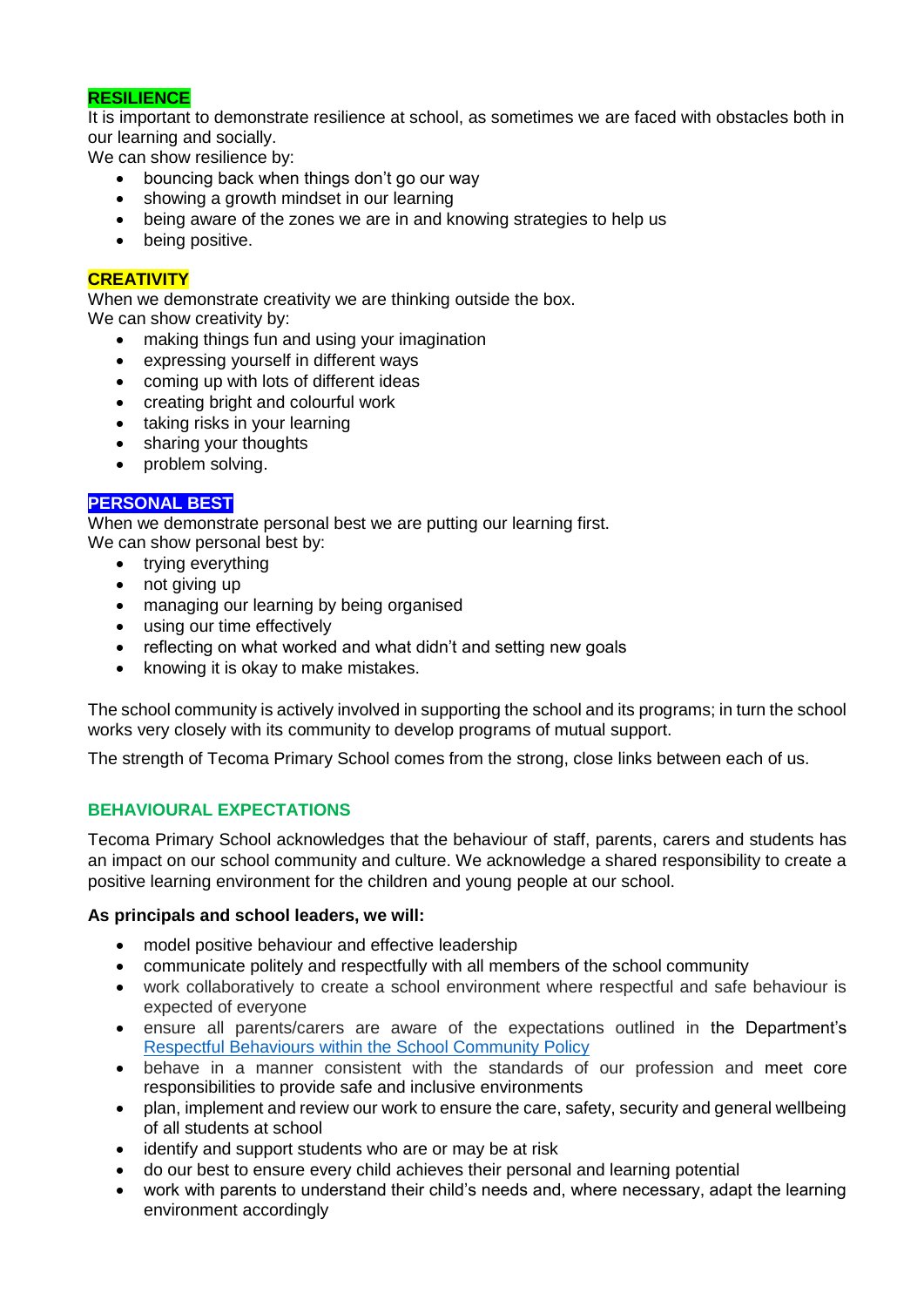### RESILIENCE

It is important to demonstrate resilience at school, as sometimes we are faced with obstacles both in our learning and socially.

We can show resilience by:

- bouncing back when things don't go our way
- showing a growth mindset in our learning
- being aware of the zones we are in and knowing strategies to help us
- being positive.

### CREATIVITY

When we demonstrate creativity we are thinking outside the box.

We can show creativity by:

- making things fun and using your imagination
- expressing yourself in different ways
- coming up with lots of different ideas
- creating bright and colourful work
- taking risks in your learning
- sharing your thoughts
- problem solving.

### PERSONAL BEST

When we demonstrate personal best we are putting our learning first.

We can show personal best by:

- trying everything
- not giving up
- managing our learning by being organised
- using our time effectively
- reflecting on what worked and what didn't and setting new goals
- knowing it is okay to make mistakes.

The school community is actively involved in supporting the school and its programs; in turn the school works very closely with its community to develop programs of mutual support.

The strength of Tecoma Primary School comes from the strong, close links between each of us.

## BEHAVIOURAL EXPECTATIONS

Tecoma Primary School acknowledges that the behaviour of staff, parents, carers and students has an impact on our school community and culture. We acknowledge a shared responsibility to create a positive learning environment for the children and young people at our school.

**As principals and school leaders, we will:**

- model positive behaviour and effective leadership
- communicate politely and respectfully with all members of the school community
- work collaboratively to create a school environment where respectful and safe behaviour is expected of everyone
- ensure all parents/carers are aware of the expectations outlined in the Department's Respectful Behaviours within the School Community Policy
- behave in a manner consistent with the standards of our profession and meet core responsibilities to provide safe and inclusive environments
- plan, implement and review our work to ensure the care, safety, security and general wellbeing of all students at school
- identify and support students who are or may be at risk
- do our best to ensure every child achieves their personal and learning potential
- work with parents to understand their child's needs and, where necessary, adapt the learning environment accordingly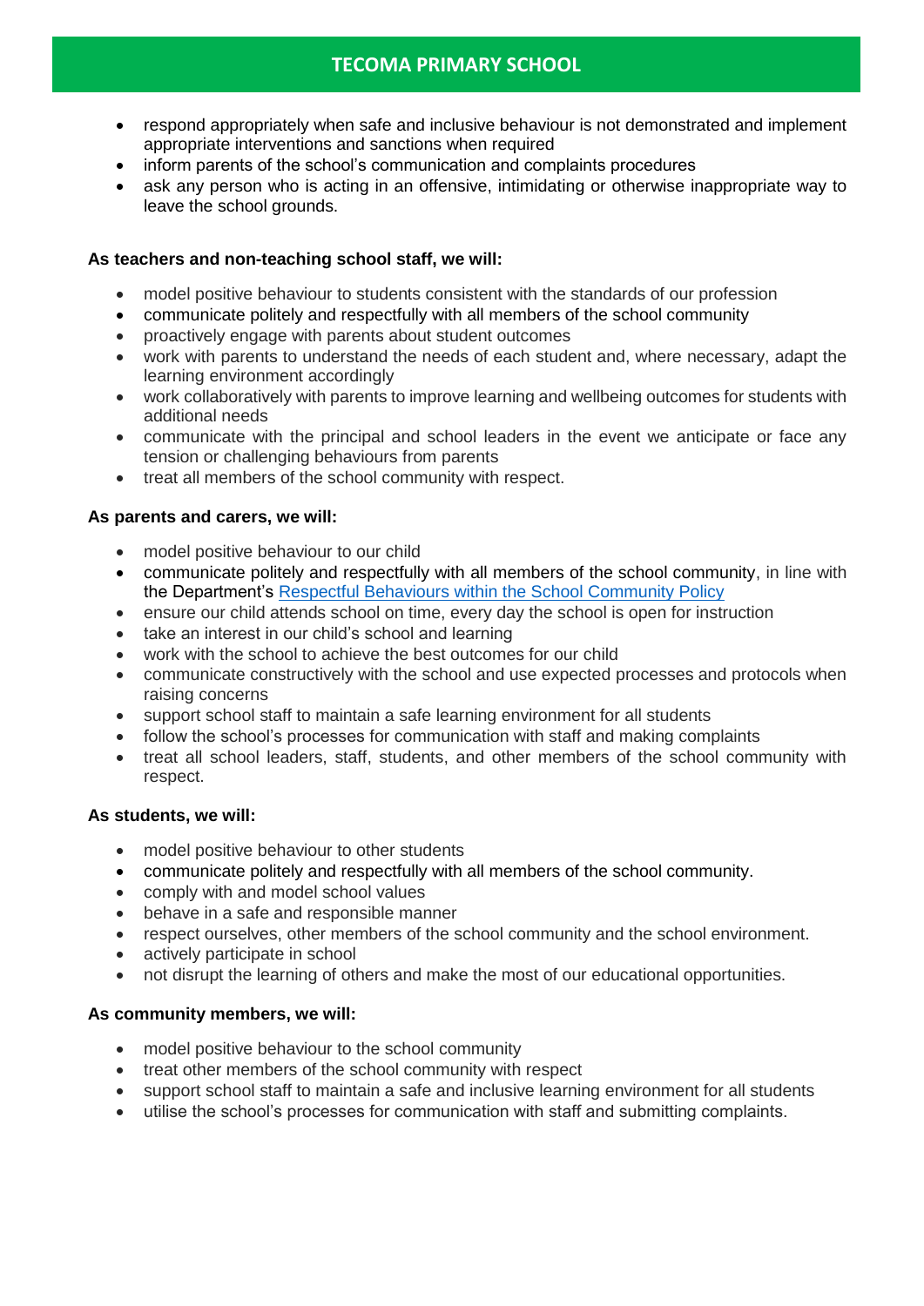- respond appropriately when safe and inclusive behaviour is not demonstrated and implement appropriate interventions and sanctions when required
- inform parents of the school's communication and complaints procedures
- ask any person who is acting in an offensive, intimidating or otherwise inappropriate way to leave the school grounds.

**As teachers and non-teaching school staff, we will:**

- model positive behaviour to students consistent with the standards of our profession
- communicate politely and respectfully with all members of the school community
- proactively engage with parents about student outcomes
- work with parents to understand the needs of each student and, where necessary, adapt the learning environment accordingly
- work collaboratively with parents to improve learning and wellbeing outcomes for students with additional needs
- communicate with the principal and school leaders in the event we anticipate or face any tension or challenging behaviours from parents
- treat all members of the school community with respect.

**As parents and carers, we will:**

- model positive behaviour to our child
- communicate politely and respectfully with all members of the school community, in line with the Department's [Respectful Behaviours within the School Community Policy]
- ensure our child attends school on time, every day the school is open for instruction
- take an interest in our child's school and learning
- work with the school to achieve the best outcomes for our child
- communicate constructively with the school and use expected processes and protocols when raising concerns
- support school staff to maintain a safe learning environment for all students
- follow the school's processes for communication with staff and making complaints
- treat all school leaders, staff, students, and other members of the school community with respect.

**As students, we will:**

- model positive behaviour to other students
- communicate politely and respectfully with all members of the school community.
- comply with and model school values
- behave in a safe and responsible manner
- respect ourselves, other members of the school community and the school environment.
- actively participate in school
- not disrupt the learning of others and make the most of our educational opportunities.

**As community members, we will:**

- model positive behaviour to the school community
- treat other members of the school community with respect
- support school staff to maintain a safe and inclusive learning environment for all students
- utilise the school's processes for communication with staff and submitting complaints.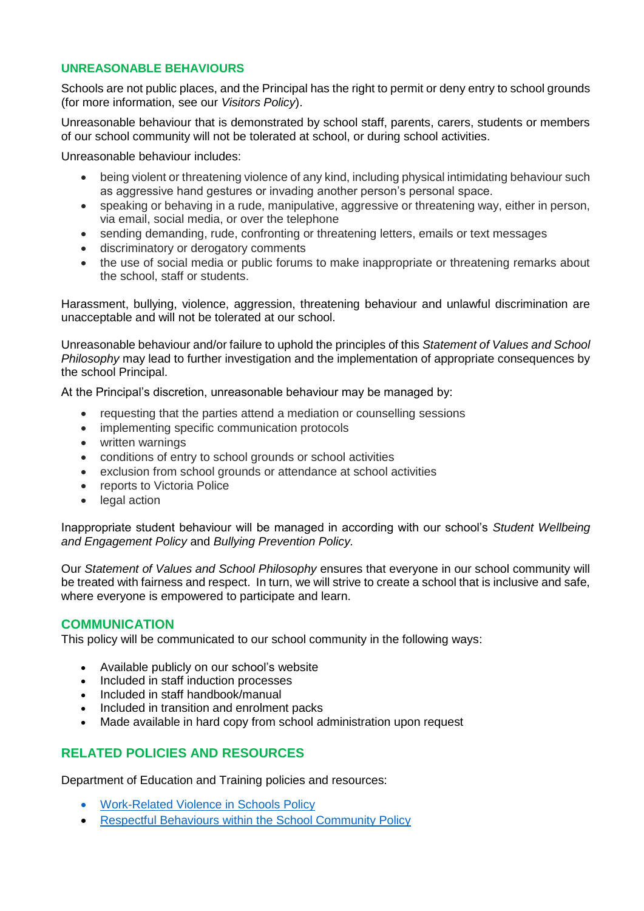## UNREASONABLE BEHAVIOURS

Schools are not public places, and the Principal has the right to permit or deny entry to school grounds (for more information, see our *Visitors Policy*).

Unreasonable behaviour that is demonstrated by school staff, parents, carers, students or members of our school community will not be tolerated at school, or during school activities.

Unreasonable behaviour includes:

- being violent or threatening violence of any kind, including physical intimidating behaviour such as aggressive hand gestures or invading another person's personal space.
- speaking or behaving in a rude, manipulative, aggressive or threatening way, either in person, via email, social media, or over the telephone
- sending demanding, rude, confronting or threatening letters, emails or text messages
- discriminatory or derogatory comments
- the use of social media or public forums to make inappropriate or threatening remarks about the school, staff or students.

Harassment, bullying, violence, aggression, threatening behaviour and unlawful discrimination are unacceptable and will not be tolerated at our school.

Unreasonable behaviour and/or failure to uphold the principles of this *Statement of Values and School Philosophy* may lead to further investigation and the implementation of appropriate consequences by the school Principal.

At the Principal's discretion, unreasonable behaviour may be managed by:

- requesting that the parties attend a mediation or counselling sessions
- implementing specific communication protocols
- written warnings
- conditions of entry to school grounds or school activities
- exclusion from school grounds or attendance at school activities
- reports to Victoria Police
- legal action

Inappropriate student behaviour will be managed in according with our school's *Student Wellbeing and Engagement Policy* and *Bullying Prevention Policy.*

Our *Statement of Values and School Philosophy* ensures that everyone in our school community will be treated with fairness and respect. In turn, we will strive to create a school that is inclusive and safe, where everyone is empowered to participate and learn.

## COMMUNICATION

This policy will be communicated to our school community in the following ways:

- Available publicly on our school's website
- Included in staff induction processes
- Included in staff handbook/manual
- Included in transition and enrolment packs
- Made available in hard copy from school administration upon request

## RELATED POLICIES AND RESOURCES

Department of Education and Training policies and resources:

- Work-Related Violence in Schools Policy
- Respectful Behaviours within the School Community Policy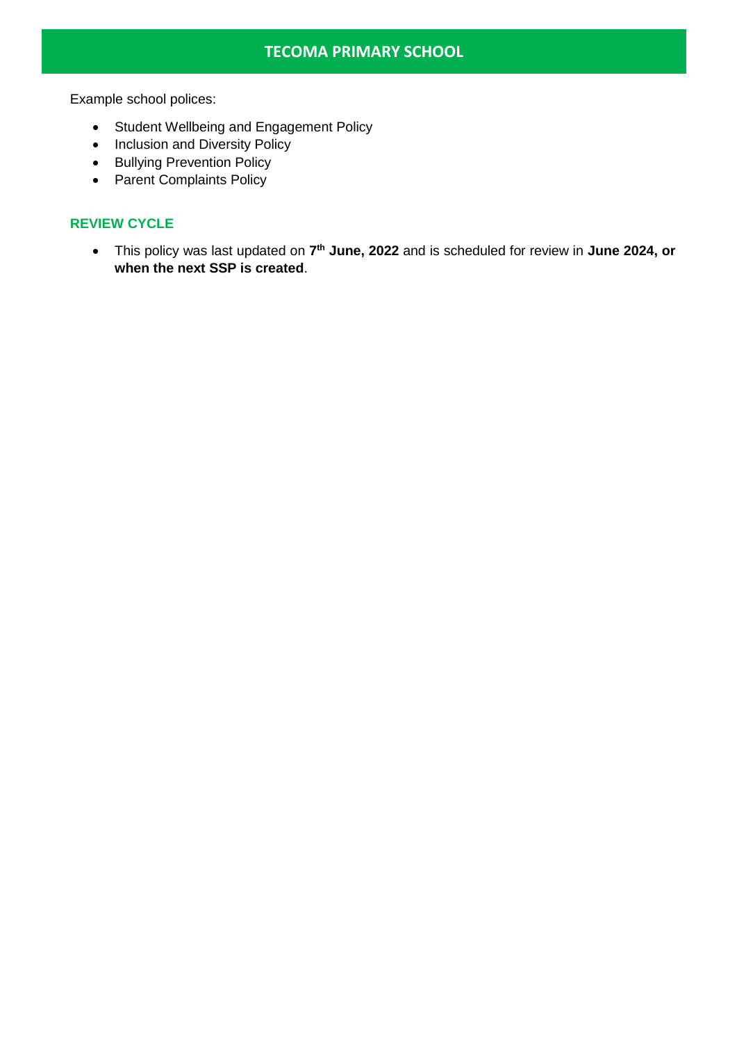Example school polices:

- Student Wellbeing and Engagement Policy
- Inclusion and Diversity Policy
- Bullying Prevention Policy
- Parent Complaints Policy

## REVIEW CYCLE

- This policy was last updated on **7th June, 2022** and is scheduled for review in **June 2024, or when the next SSP is created**.